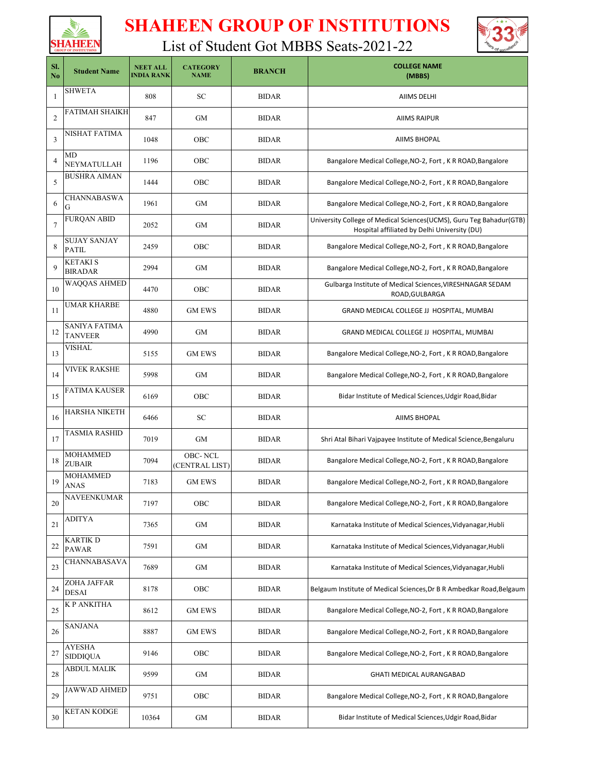# SHAHEEN GROUP OF INSTITUTIONS

## List of Student Got MBBS Seats-2021-22

| Sl. No | Student Name | NEET ALL INDIA RANK | CATEGORY NAME | BRANCH | COLLEGE NAME (MBBS) |
|---|---|---|---|---|---|
| 1 | SHWETA | 808 | SC | BIDAR | AIIMS DELHI |
| 2 | FATIMAH SHAIKH | 847 | GM | BIDAR | AIIMS RAIPUR |
| 3 | NISHAT FATIMA | 1048 | OBC | BIDAR | AIIMS BHOPAL |
| 4 | MD NEYMATULLAH | 1196 | OBC | BIDAR | Bangalore Medical College,NO-2, Fort , K R ROAD,Bangalore |
| 5 | BUSHRA AIMAN | 1444 | OBC | BIDAR | Bangalore Medical College,NO-2, Fort , K R ROAD,Bangalore |
| 6 | CHANNABASWA G | 1961 | GM | BIDAR | Bangalore Medical College,NO-2, Fort , K R ROAD,Bangalore |
| 7 | FURQAN ABID | 2052 | GM | BIDAR | University College of Medical Sciences(UCMS), Guru Teg Bahadur(GTB) Hospital affiliated by Delhi University (DU) |
| 8 | SUJAY SANJAY PATIL | 2459 | OBC | BIDAR | Bangalore Medical College,NO-2, Fort , K R ROAD,Bangalore |
| 9 | KETAKI S BIRADAR | 2994 | GM | BIDAR | Bangalore Medical College,NO-2, Fort , K R ROAD,Bangalore |
| 10 | WAQQAS AHMED | 4470 | OBC | BIDAR | Gulbarga Institute of Medical Sciences,VIRESHNAGAR SEDAM ROAD,GULBARGA |
| 11 | UMAR KHARBE | 4880 | GM EWS | BIDAR | GRAND MEDICAL COLLEGE JJ HOSPITAL, MUMBAI |
| 12 | SANIYA FATIMA TANVEER | 4990 | GM | BIDAR | GRAND MEDICAL COLLEGE JJ HOSPITAL, MUMBAI |
| 13 | VISHAL | 5155 | GM EWS | BIDAR | Bangalore Medical College,NO-2, Fort , K R ROAD,Bangalore |
| 14 | VIVEK RAKSHE | 5998 | GM | BIDAR | Bangalore Medical College,NO-2, Fort , K R ROAD,Bangalore |
| 15 | FATIMA KAUSER | 6169 | OBC | BIDAR | Bidar Institute of Medical Sciences,Udgir Road,Bidar |
| 16 | HARSHA NIKETH | 6466 | SC | BIDAR | AIIMS BHOPAL |
| 17 | TASMIA RASHID | 7019 | GM | BIDAR | Shri Atal Bihari Vajpayee Institute of Medical Science,Bengaluru |
| 18 | MOHAMMED ZUBAIR | 7094 | OBC- NCL (CENTRAL LIST) | BIDAR | Bangalore Medical College,NO-2, Fort , K R ROAD,Bangalore |
| 19 | MOHAMMED ANAS | 7183 | GM EWS | BIDAR | Bangalore Medical College,NO-2, Fort , K R ROAD,Bangalore |
| 20 | NAVEENKUMAR | 7197 | OBC | BIDAR | Bangalore Medical College,NO-2, Fort , K R ROAD,Bangalore |
| 21 | ADITYA | 7365 | GM | BIDAR | Karnataka Institute of Medical Sciences,Vidyanagar,Hubli |
| 22 | KARTIK D PAWAR | 7591 | GM | BIDAR | Karnataka Institute of Medical Sciences,Vidyanagar,Hubli |
| 23 | CHANNABASAVA | 7689 | GM | BIDAR | Karnataka Institute of Medical Sciences,Vidyanagar,Hubli |
| 24 | ZOHA JAFFAR DESAI | 8178 | OBC | BIDAR | Belgaum Institute of Medical Sciences,Dr B R Ambedkar Road,Belgaum |
| 25 | K P ANKITHA | 8612 | GM EWS | BIDAR | Bangalore Medical College,NO-2, Fort , K R ROAD,Bangalore |
| 26 | SANJANA | 8887 | GM EWS | BIDAR | Bangalore Medical College,NO-2, Fort , K R ROAD,Bangalore |
| 27 | AYESHA SIDDIQUA | 9146 | OBC | BIDAR | Bangalore Medical College,NO-2, Fort , K R ROAD,Bangalore |
| 28 | ABDUL MALIK | 9599 | GM | BIDAR | GHATI MEDICAL AURANGABAD |
| 29 | JAWWAD AHMED | 9751 | OBC | BIDAR | Bangalore Medical College,NO-2, Fort , K R ROAD,Bangalore |
| 30 | KETAN KODGE | 10364 | GM | BIDAR | Bidar Institute of Medical Sciences,Udgir Road,Bidar |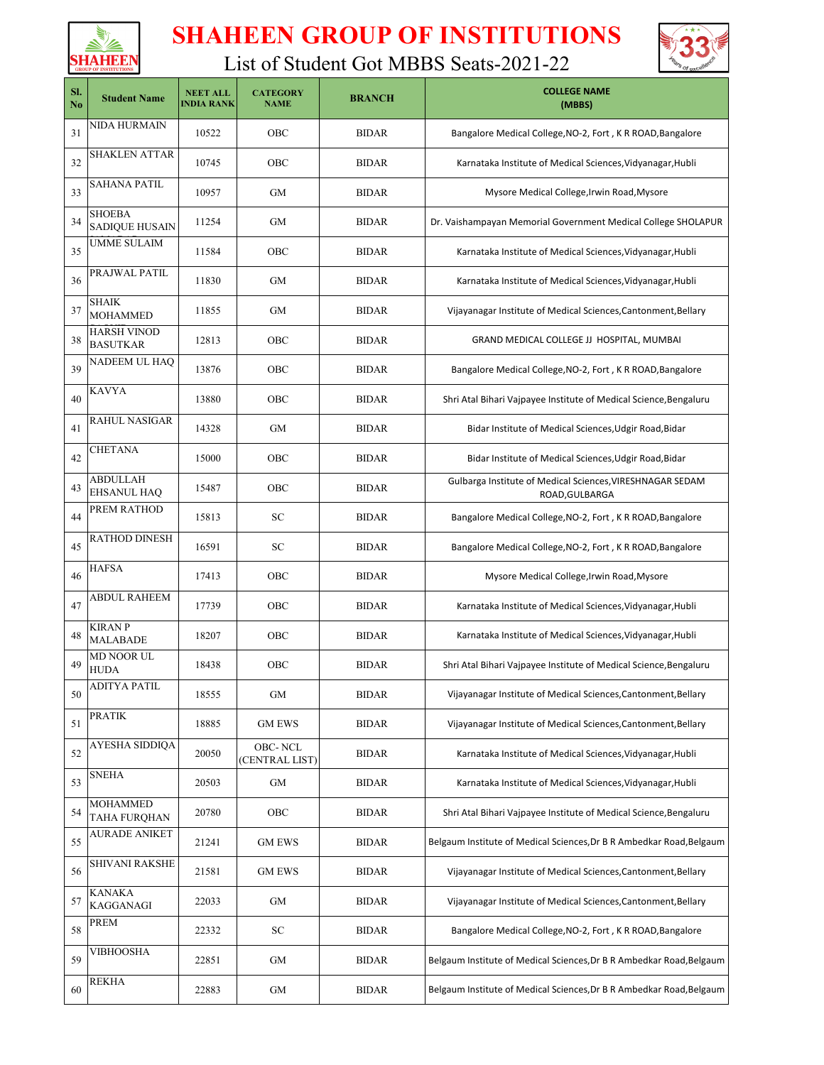# SHAHEEN GROUP OF INSTITUTIONS

## List of Student Got MBBS Seats-2021-22

| Sl. No | Student Name | NEET ALL INDIA RANK | CATEGORY NAME | BRANCH | COLLEGE NAME (MBBS) |
|---|---|---|---|---|---|
| 31 | NIDA HURMAIN | 10522 | OBC | BIDAR | Bangalore Medical College,NO-2, Fort , K R ROAD,Bangalore |
| 32 | SHAKLEN ATTAR | 10745 | OBC | BIDAR | Karnataka Institute of Medical Sciences,Vidyanagar,Hubli |
| 33 | SAHANA PATIL | 10957 | GM | BIDAR | Mysore Medical College,Irwin Road,Mysore |
| 34 | SHOEBA SADIQUE HUSAIN | 11254 | GM | BIDAR | Dr. Vaishampayan Memorial Government Medical College SHOLAPUR |
| 35 | UMME SULAIM | 11584 | OBC | BIDAR | Karnataka Institute of Medical Sciences,Vidyanagar,Hubli |
| 36 | PRAJWAL PATIL | 11830 | GM | BIDAR | Karnataka Institute of Medical Sciences,Vidyanagar,Hubli |
| 37 | SHAIK MOHAMMED | 11855 | GM | BIDAR | Vijayanagar Institute of Medical Sciences,Cantonment,Bellary |
| 38 | HARSH VINOD BASUTKAR | 12813 | OBC | BIDAR | GRAND MEDICAL COLLEGE JJ HOSPITAL, MUMBAI |
| 39 | NADEEM UL HAQ | 13876 | OBC | BIDAR | Bangalore Medical College,NO-2, Fort , K R ROAD,Bangalore |
| 40 | KAVYA | 13880 | OBC | BIDAR | Shri Atal Bihari Vajpayee Institute of Medical Science,Bengaluru |
| 41 | RAHUL NASIGAR | 14328 | GM | BIDAR | Bidar Institute of Medical Sciences,Udgir Road,Bidar |
| 42 | CHETANA | 15000 | OBC | BIDAR | Bidar Institute of Medical Sciences,Udgir Road,Bidar |
| 43 | ABDULLAH EHSANUL HAQ | 15487 | OBC | BIDAR | Gulbarga Institute of Medical Sciences,VIRESHNAGAR SEDAM ROAD,GULBARGA |
| 44 | PREM RATHOD | 15813 | SC | BIDAR | Bangalore Medical College,NO-2, Fort , K R ROAD,Bangalore |
| 45 | RATHOD DINESH | 16591 | SC | BIDAR | Bangalore Medical College,NO-2, Fort , K R ROAD,Bangalore |
| 46 | HAFSA | 17413 | OBC | BIDAR | Mysore Medical College,Irwin Road,Mysore |
| 47 | ABDUL RAHEEM | 17739 | OBC | BIDAR | Karnataka Institute of Medical Sciences,Vidyanagar,Hubli |
| 48 | KIRAN P MALABADE | 18207 | OBC | BIDAR | Karnataka Institute of Medical Sciences,Vidyanagar,Hubli |
| 49 | MD NOOR UL HUDA | 18438 | OBC | BIDAR | Shri Atal Bihari Vajpayee Institute of Medical Science,Bengaluru |
| 50 | ADITYA PATIL | 18555 | GM | BIDAR | Vijayanagar Institute of Medical Sciences,Cantonment,Bellary |
| 51 | PRATIK | 18885 | GM EWS | BIDAR | Vijayanagar Institute of Medical Sciences,Cantonment,Bellary |
| 52 | AYESHA SIDDIQA | 20050 | OBC- NCL (CENTRAL LIST) | BIDAR | Karnataka Institute of Medical Sciences,Vidyanagar,Hubli |
| 53 | SNEHA | 20503 | GM | BIDAR | Karnataka Institute of Medical Sciences,Vidyanagar,Hubli |
| 54 | MOHAMMED TAHA FURQHAN | 20780 | OBC | BIDAR | Shri Atal Bihari Vajpayee Institute of Medical Science,Bengaluru |
| 55 | AURADE ANIKET | 21241 | GM EWS | BIDAR | Belgaum Institute of Medical Sciences,Dr B R Ambedkar Road,Belgaum |
| 56 | SHIVANI RAKSHE | 21581 | GM EWS | BIDAR | Vijayanagar Institute of Medical Sciences,Cantonment,Bellary |
| 57 | KANAKA KAGGANAGI | 22033 | GM | BIDAR | Vijayanagar Institute of Medical Sciences,Cantonment,Bellary |
| 58 | PREM | 22332 | SC | BIDAR | Bangalore Medical College,NO-2, Fort , K R ROAD,Bangalore |
| 59 | VIBHOOSHA | 22851 | GM | BIDAR | Belgaum Institute of Medical Sciences,Dr B R Ambedkar Road,Belgaum |
| 60 | REKHA | 22883 | GM | BIDAR | Belgaum Institute of Medical Sciences,Dr B R Ambedkar Road,Belgaum |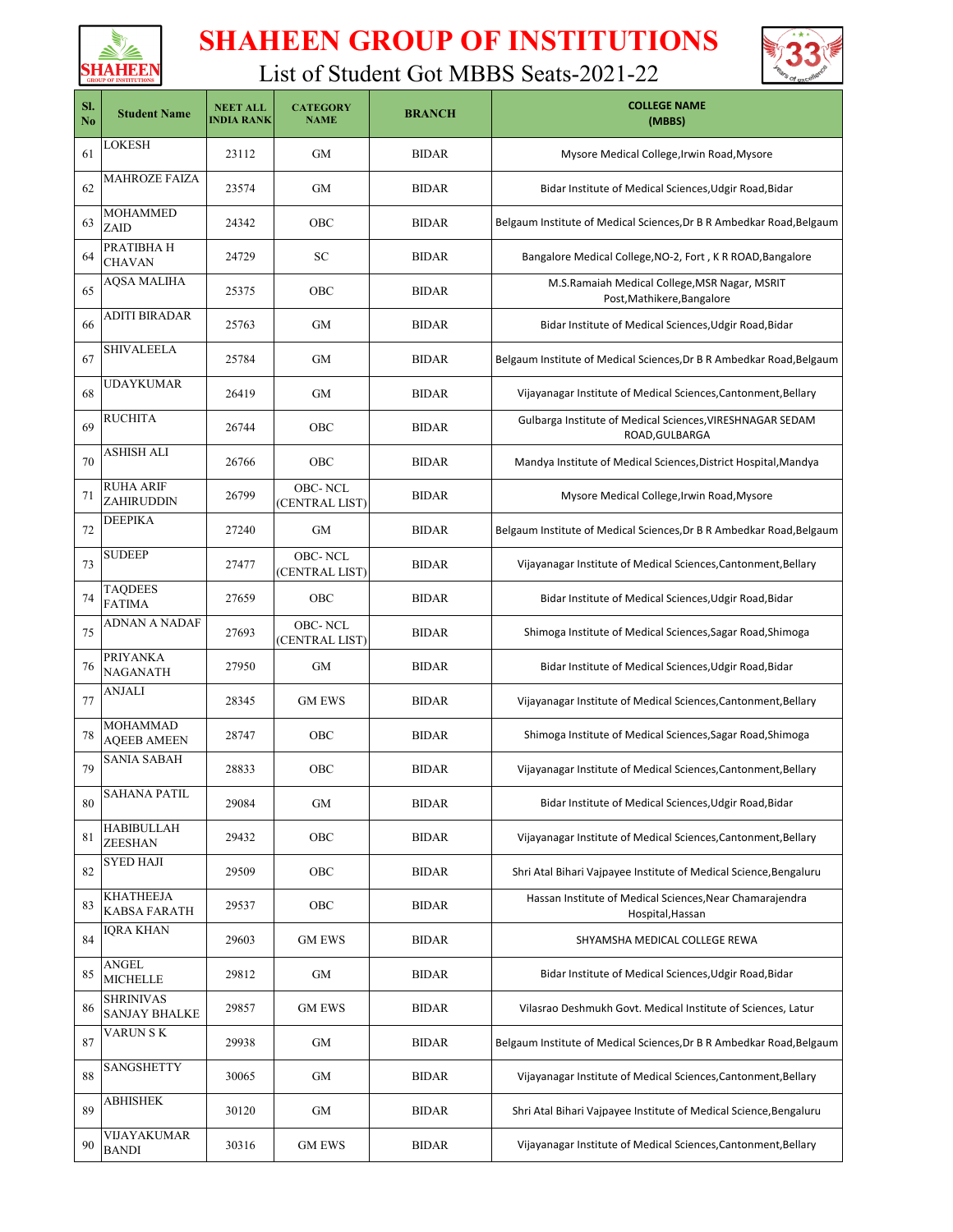# SHAHEEN GROUP OF INSTITUTIONS

## List of Student Got MBBS Seats-2021-22

| Sl. No | Student Name | NEET ALL INDIA RANK | CATEGORY NAME | BRANCH | COLLEGE NAME (MBBS) |
|---|---|---|---|---|---|
| 61 | LOKESH | 23112 | GM | BIDAR | Mysore Medical College,Irwin Road,Mysore |
| 62 | MAHROZE FAIZA | 23574 | GM | BIDAR | Bidar Institute of Medical Sciences,Udgir Road,Bidar |
| 63 | MOHAMMED ZAID | 24342 | OBC | BIDAR | Belgaum Institute of Medical Sciences,Dr B R Ambedkar Road,Belgaum |
| 64 | PRATIBHA H CHAVAN | 24729 | SC | BIDAR | Bangalore Medical College,NO-2, Fort , K R ROAD,Bangalore |
| 65 | AQSA MALIHA | 25375 | OBC | BIDAR | M.S.Ramaiah Medical College,MSR Nagar, MSRIT Post,Mathikere,Bangalore |
| 66 | ADITI BIRADAR | 25763 | GM | BIDAR | Bidar Institute of Medical Sciences,Udgir Road,Bidar |
| 67 | SHIVALEELA | 25784 | GM | BIDAR | Belgaum Institute of Medical Sciences,Dr B R Ambedkar Road,Belgaum |
| 68 | UDAYKUMAR | 26419 | GM | BIDAR | Vijayanagar Institute of Medical Sciences,Cantonment,Bellary |
| 69 | RUCHITA | 26744 | OBC | BIDAR | Gulbarga Institute of Medical Sciences,VIRESHNAGAR SEDAM ROAD,GULBARGA |
| 70 | ASHISH ALI | 26766 | OBC | BIDAR | Mandya Institute of Medical Sciences,District Hospital,Mandya |
| 71 | RUHA ARIF ZAHIRUDDIN | 26799 | OBC- NCL (CENTRAL LIST) | BIDAR | Mysore Medical College,Irwin Road,Mysore |
| 72 | DEEPIKA | 27240 | GM | BIDAR | Belgaum Institute of Medical Sciences,Dr B R Ambedkar Road,Belgaum |
| 73 | SUDEEP | 27477 | OBC- NCL (CENTRAL LIST) | BIDAR | Vijayanagar Institute of Medical Sciences,Cantonment,Bellary |
| 74 | TAQDEES FATIMA | 27659 | OBC | BIDAR | Bidar Institute of Medical Sciences,Udgir Road,Bidar |
| 75 | ADNAN A NADAF | 27693 | OBC- NCL (CENTRAL LIST) | BIDAR | Shimoga Institute of Medical Sciences,Sagar Road,Shimoga |
| 76 | PRIYANKA NAGANATH | 27950 | GM | BIDAR | Bidar Institute of Medical Sciences,Udgir Road,Bidar |
| 77 | ANJALI | 28345 | GM EWS | BIDAR | Vijayanagar Institute of Medical Sciences,Cantonment,Bellary |
| 78 | MOHAMMAD AQEEB AMEEN | 28747 | OBC | BIDAR | Shimoga Institute of Medical Sciences,Sagar Road,Shimoga |
| 79 | SANIA SABAH | 28833 | OBC | BIDAR | Vijayanagar Institute of Medical Sciences,Cantonment,Bellary |
| 80 | SAHANA PATIL | 29084 | GM | BIDAR | Bidar Institute of Medical Sciences,Udgir Road,Bidar |
| 81 | HABIBULLAH ZEESHAN | 29432 | OBC | BIDAR | Vijayanagar Institute of Medical Sciences,Cantonment,Bellary |
| 82 | SYED HAJI | 29509 | OBC | BIDAR | Shri Atal Bihari Vajpayee Institute of Medical Science,Bengaluru |
| 83 | KHATHEEJA KABSA FARATH | 29537 | OBC | BIDAR | Hassan Institute of Medical Sciences,Near Chamarajendra Hospital,Hassan |
| 84 | IQRA KHAN | 29603 | GM EWS | BIDAR | SHYAMSHA MEDICAL COLLEGE REWA |
| 85 | ANGEL MICHELLE | 29812 | GM | BIDAR | Bidar Institute of Medical Sciences,Udgir Road,Bidar |
| 86 | SHRINIVAS SANJAY BHALKE | 29857 | GM EWS | BIDAR | Vilasrao Deshmukh Govt. Medical Institute of Sciences, Latur |
| 87 | VARUN S K | 29938 | GM | BIDAR | Belgaum Institute of Medical Sciences,Dr B R Ambedkar Road,Belgaum |
| 88 | SANGSHETTY | 30065 | GM | BIDAR | Vijayanagar Institute of Medical Sciences,Cantonment,Bellary |
| 89 | ABHISHEK | 30120 | GM | BIDAR | Shri Atal Bihari Vajpayee Institute of Medical Science,Bengaluru |
| 90 | VIJAYAKUMAR BANDI | 30316 | GM EWS | BIDAR | Vijayanagar Institute of Medical Sciences,Cantonment,Bellary |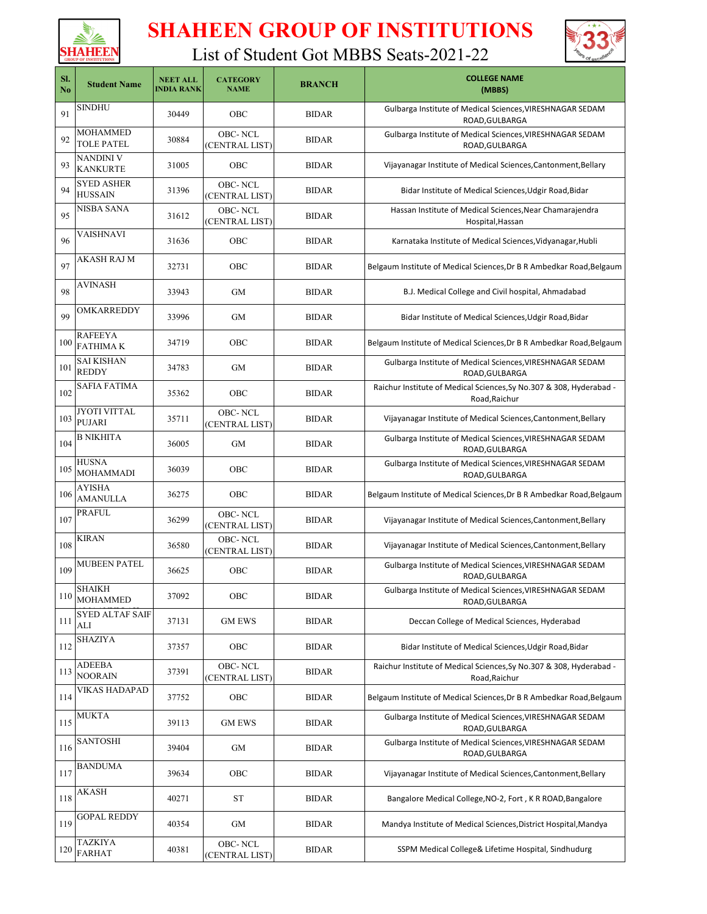# SHAHEEN GROUP OF INSTITUTIONS

## List of Student Got MBBS Seats-2021-22

| Sl. No | Student Name | NEET ALL INDIA RANK | CATEGORY NAME | BRANCH | COLLEGE NAME (MBBS) |
|---|---|---|---|---|---|
| 91 | SINDHU | 30449 | OBC | BIDAR | Gulbarga Institute of Medical Sciences,VIRESHNAGAR SEDAM ROAD,GULBARGA |
| 92 | MOHAMMED TOLE PATEL | 30884 | OBC- NCL (CENTRAL LIST) | BIDAR | Gulbarga Institute of Medical Sciences,VIRESHNAGAR SEDAM ROAD,GULBARGA |
| 93 | NANDINI V KANKURTE | 31005 | OBC | BIDAR | Vijayanagar Institute of Medical Sciences,Cantonment,Bellary |
| 94 | SYED ASHER HUSSAIN | 31396 | OBC- NCL (CENTRAL LIST) | BIDAR | Bidar Institute of Medical Sciences,Udgir Road,Bidar |
| 95 | NISBA SANA | 31612 | OBC- NCL (CENTRAL LIST) | BIDAR | Hassan Institute of Medical Sciences,Near Chamarajendra Hospital,Hassan |
| 96 | VAISHNAVI | 31636 | OBC | BIDAR | Karnataka Institute of Medical Sciences,Vidyanagar,Hubli |
| 97 | AKASH RAJ M | 32731 | OBC | BIDAR | Belgaum Institute of Medical Sciences,Dr B R Ambedkar Road,Belgaum |
| 98 | AVINASH | 33943 | GM | BIDAR | B.J. Medical College and Civil hospital, Ahmadabad |
| 99 | OMKARREDDY | 33996 | GM | BIDAR | Bidar Institute of Medical Sciences,Udgir Road,Bidar |
| 100 | RAFEEYA FATHIMA K | 34719 | OBC | BIDAR | Belgaum Institute of Medical Sciences,Dr B R Ambedkar Road,Belgaum |
| 101 | SAI KISHAN REDDY | 34783 | GM | BIDAR | Gulbarga Institute of Medical Sciences,VIRESHNAGAR SEDAM ROAD,GULBARGA |
| 102 | SAFIA FATIMA | 35362 | OBC | BIDAR | Raichur Institute of Medical Sciences,Sy No.307 & 308, Hyderabad - Road,Raichur |
| 103 | JYOTI VITTAL PUJARI | 35711 | OBC- NCL (CENTRAL LIST) | BIDAR | Vijayanagar Institute of Medical Sciences,Cantonment,Bellary |
| 104 | B NIKHITA | 36005 | GM | BIDAR | Gulbarga Institute of Medical Sciences,VIRESHNAGAR SEDAM ROAD,GULBARGA |
| 105 | HUSNA MOHAMMADI | 36039 | OBC | BIDAR | Gulbarga Institute of Medical Sciences,VIRESHNAGAR SEDAM ROAD,GULBARGA |
| 106 | AYISHA AMANULLA | 36275 | OBC | BIDAR | Belgaum Institute of Medical Sciences,Dr B R Ambedkar Road,Belgaum |
| 107 | PRAFUL | 36299 | OBC- NCL (CENTRAL LIST) | BIDAR | Vijayanagar Institute of Medical Sciences,Cantonment,Bellary |
| 108 | KIRAN | 36580 | OBC- NCL (CENTRAL LIST) | BIDAR | Vijayanagar Institute of Medical Sciences,Cantonment,Bellary |
| 109 | MUBEEN PATEL | 36625 | OBC | BIDAR | Gulbarga Institute of Medical Sciences,VIRESHNAGAR SEDAM ROAD,GULBARGA |
| 110 | SHAIKH MOHAMMED | 37092 | OBC | BIDAR | Gulbarga Institute of Medical Sciences,VIRESHNAGAR SEDAM ROAD,GULBARGA |
| 111 | SYED ALTAF SAIF ALI | 37131 | GM EWS | BIDAR | Deccan College of Medical Sciences, Hyderabad |
| 112 | SHAZIYA | 37357 | OBC | BIDAR | Bidar Institute of Medical Sciences,Udgir Road,Bidar |
| 113 | ADEEBA NOORAIN | 37391 | OBC- NCL (CENTRAL LIST) | BIDAR | Raichur Institute of Medical Sciences,Sy No.307 & 308, Hyderabad - Road,Raichur |
| 114 | VIKAS HADAPAD | 37752 | OBC | BIDAR | Belgaum Institute of Medical Sciences,Dr B R Ambedkar Road,Belgaum |
| 115 | MUKTA | 39113 | GM EWS | BIDAR | Gulbarga Institute of Medical Sciences,VIRESHNAGAR SEDAM ROAD,GULBARGA |
| 116 | SANTOSHI | 39404 | GM | BIDAR | Gulbarga Institute of Medical Sciences,VIRESHNAGAR SEDAM ROAD,GULBARGA |
| 117 | BANDUMA | 39634 | OBC | BIDAR | Vijayanagar Institute of Medical Sciences,Cantonment,Bellary |
| 118 | AKASH | 40271 | ST | BIDAR | Bangalore Medical College,NO-2, Fort , K R ROAD,Bangalore |
| 119 | GOPAL REDDY | 40354 | GM | BIDAR | Mandya Institute of Medical Sciences,District Hospital,Mandya |
| 120 | TAZKIYA FARHAT | 40381 | OBC- NCL (CENTRAL LIST) | BIDAR | SSPM Medical College& Lifetime Hospital, Sindhudurg |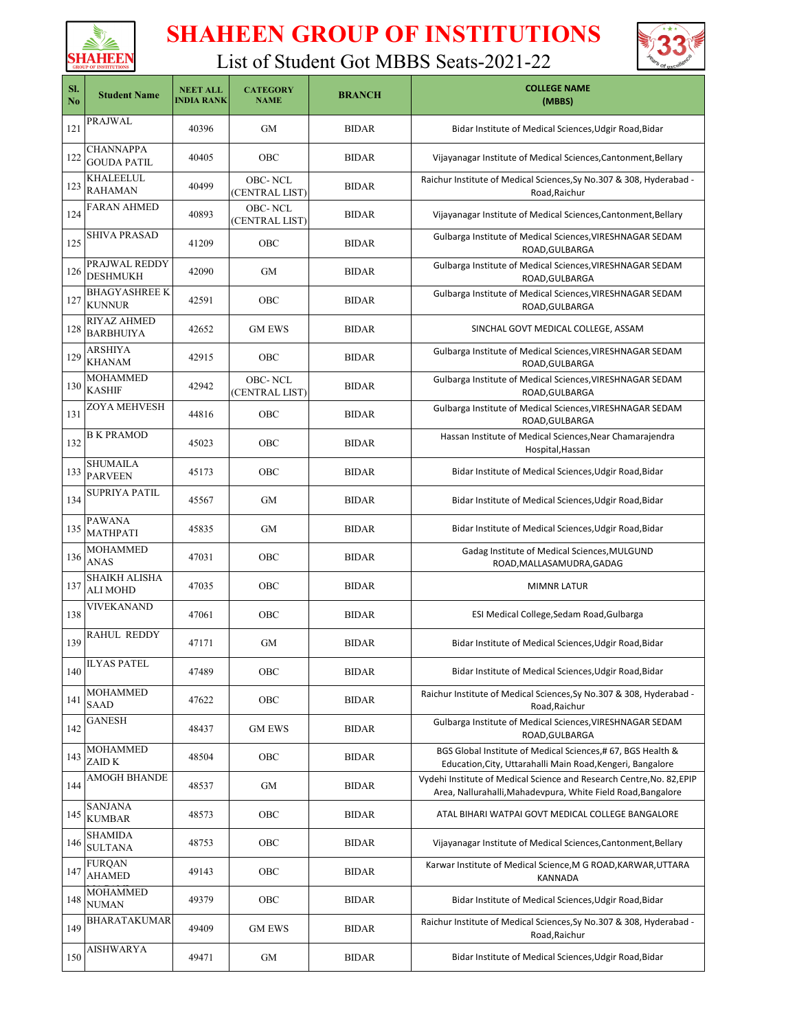# SHAHEEN GROUP OF INSTITUTIONS

## List of Student Got MBBS Seats-2021-22

| Sl. No | Student Name | NEET ALL INDIA RANK | CATEGORY NAME | BRANCH | COLLEGE NAME (MBBS) |
|---|---|---|---|---|---|
| 121 | PRAJWAL | 40396 | GM | BIDAR | Bidar Institute of Medical Sciences,Udgir Road,Bidar |
| 122 | CHANNAPPA GOUDA PATIL | 40405 | OBC | BIDAR | Vijayanagar Institute of Medical Sciences,Cantonment,Bellary |
| 123 | KHALEELUL RAHAMAN | 40499 | OBC- NCL (CENTRAL LIST) | BIDAR | Raichur Institute of Medical Sciences,Sy No.307 & 308, Hyderabad -Road,Raichur |
| 124 | FARAN AHMED | 40893 | OBC- NCL (CENTRAL LIST) | BIDAR | Vijayanagar Institute of Medical Sciences,Cantonment,Bellary |
| 125 | SHIVA PRASAD | 41209 | OBC | BIDAR | Gulbarga Institute of Medical Sciences,VIRESHNAGAR SEDAM ROAD,GULBARGA |
| 126 | PRAJWAL REDDY DESHMUKH | 42090 | GM | BIDAR | Gulbarga Institute of Medical Sciences,VIRESHNAGAR SEDAM ROAD,GULBARGA |
| 127 | BHAGYASHREE K KUNNUR | 42591 | OBC | BIDAR | Gulbarga Institute of Medical Sciences,VIRESHNAGAR SEDAM ROAD,GULBARGA |
| 128 | RIYAZ AHMED BARBHUIYA | 42652 | GM EWS | BIDAR | SINCHAL GOVT MEDICAL COLLEGE, ASSAM |
| 129 | ARSHIYA KHANAM | 42915 | OBC | BIDAR | Gulbarga Institute of Medical Sciences,VIRESHNAGAR SEDAM ROAD,GULBARGA |
| 130 | MOHAMMED KASHIF | 42942 | OBC- NCL (CENTRAL LIST) | BIDAR | Gulbarga Institute of Medical Sciences,VIRESHNAGAR SEDAM ROAD,GULBARGA |
| 131 | ZOYA MEHVESH | 44816 | OBC | BIDAR | Gulbarga Institute of Medical Sciences,VIRESHNAGAR SEDAM ROAD,GULBARGA |
| 132 | B K PRAMOD | 45023 | OBC | BIDAR | Hassan Institute of Medical Sciences,Near Chamarajendra Hospital,Hassan |
| 133 | SHUMAILA PARVEEN | 45173 | OBC | BIDAR | Bidar Institute of Medical Sciences,Udgir Road,Bidar |
| 134 | SUPRIYA PATIL | 45567 | GM | BIDAR | Bidar Institute of Medical Sciences,Udgir Road,Bidar |
| 135 | PAWANA MATHPATI | 45835 | GM | BIDAR | Bidar Institute of Medical Sciences,Udgir Road,Bidar |
| 136 | MOHAMMED ANAS | 47031 | OBC | BIDAR | Gadag Institute of Medical Sciences,MULGUND ROAD,MALLASAMUDRA,GADAG |
| 137 | SHAIKH ALISHA ALI MOHD | 47035 | OBC | BIDAR | MIMNR LATUR |
| 138 | VIVEKANAND | 47061 | OBC | BIDAR | ESI Medical College,Sedam Road,Gulbarga |
| 139 | RAHUL REDDY | 47171 | GM | BIDAR | Bidar Institute of Medical Sciences,Udgir Road,Bidar |
| 140 | ILYAS PATEL | 47489 | OBC | BIDAR | Bidar Institute of Medical Sciences,Udgir Road,Bidar |
| 141 | MOHAMMED SAAD | 47622 | OBC | BIDAR | Raichur Institute of Medical Sciences,Sy No.307 & 308, Hyderabad -Road,Raichur |
| 142 | GANESH | 48437 | GM EWS | BIDAR | Gulbarga Institute of Medical Sciences,VIRESHNAGAR SEDAM ROAD,GULBARGA |
| 143 | MOHAMMED ZAID K | 48504 | OBC | BIDAR | BGS Global Institute of Medical Sciences,# 67, BGS Health & Education,City, Uttarahalli Main Road,Kengeri, Bangalore |
| 144 | AMOGH BHANDE | 48537 | GM | BIDAR | Vydehi Institute of Medical Science and Research Centre,No. 82,EPIP Area, Nallurahalli,Mahadevpura, White Field Road,Bangalore |
| 145 | SANJANA KUMBAR | 48573 | OBC | BIDAR | ATAL BIHARI WATPAI GOVT MEDICAL COLLEGE BANGALORE |
| 146 | SHAMIDA SULTANA | 48753 | OBC | BIDAR | Vijayanagar Institute of Medical Sciences,Cantonment,Bellary |
| 147 | FURQAN AHAMED | 49143 | OBC | BIDAR | Karwar Institute of Medical Science,M G ROAD,KARWAR,UTTARA KANNADA |
| 148 | MOHAMMED NUMAN | 49379 | OBC | BIDAR | Bidar Institute of Medical Sciences,Udgir Road,Bidar |
| 149 | BHARATAKUMAR | 49409 | GM EWS | BIDAR | Raichur Institute of Medical Sciences,Sy No.307 & 308, Hyderabad -Road,Raichur |
| 150 | AISHWARYA | 49471 | GM | BIDAR | Bidar Institute of Medical Sciences,Udgir Road,Bidar |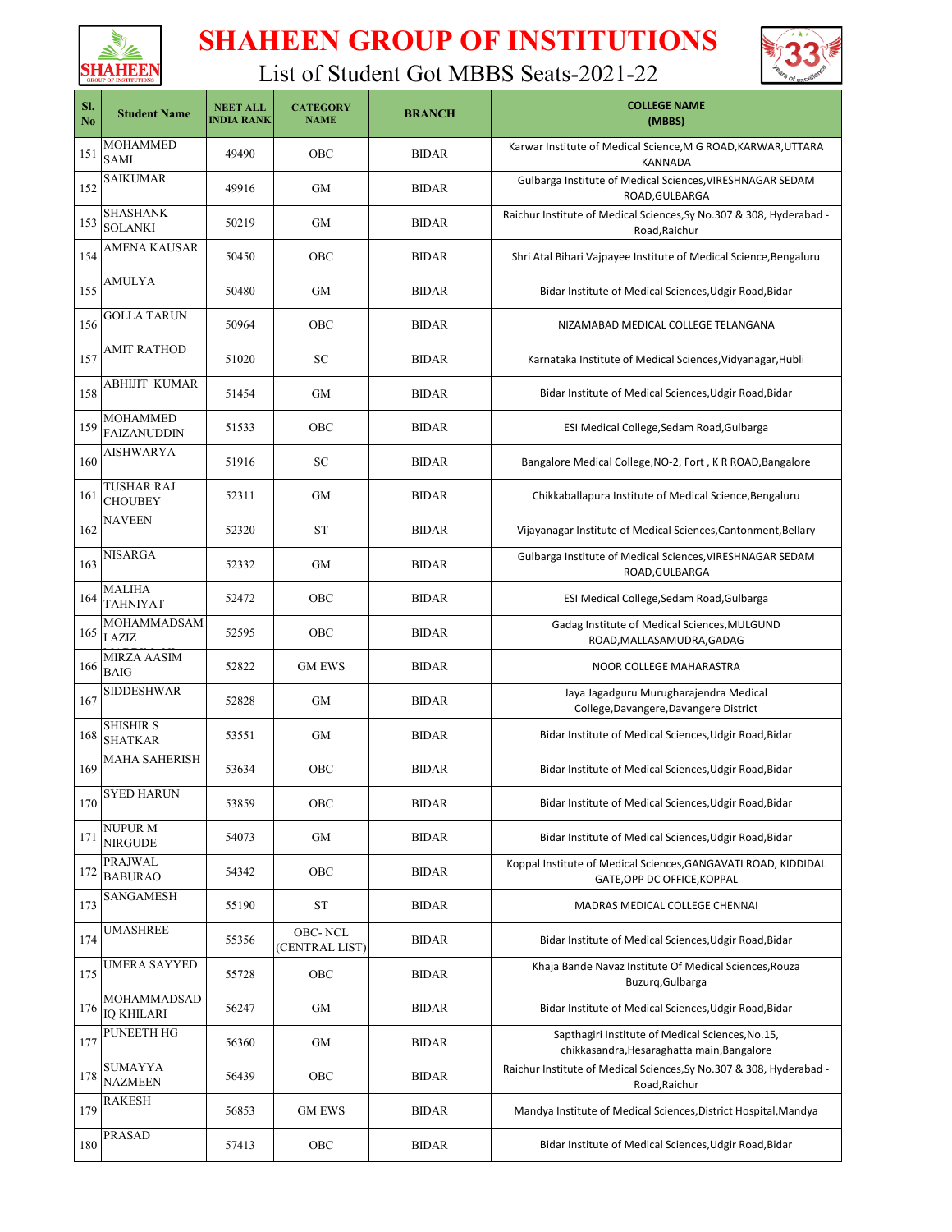# SHAHEEN GROUP OF INSTITUTIONS

## List of Student Got MBBS Seats-2021-22

| Sl. No | Student Name | NEET ALL INDIA RANK | CATEGORY NAME | BRANCH | COLLEGE NAME (MBBS) |
|---|---|---|---|---|---|
| 151 | MOHAMMED SAMI | 49490 | OBC | BIDAR | Karwar Institute of Medical Science,M G ROAD,KARWAR,UTTARA KANNADA |
| 152 | SAIKUMAR | 49916 | GM | BIDAR | Gulbarga Institute of Medical Sciences,VIRESHNAGAR SEDAM ROAD,GULBARGA |
| 153 | SHASHANK SOLANKI | 50219 | GM | BIDAR | Raichur Institute of Medical Sciences,Sy No.307 & 308, Hyderabad - Road,Raichur |
| 154 | AMENA KAUSAR | 50450 | OBC | BIDAR | Shri Atal Bihari Vajpayee Institute of Medical Science,Bengaluru |
| 155 | AMULYA | 50480 | GM | BIDAR | Bidar Institute of Medical Sciences,Udgir Road,Bidar |
| 156 | GOLLA TARUN | 50964 | OBC | BIDAR | NIZAMABAD MEDICAL COLLEGE TELANGANA |
| 157 | AMIT RATHOD | 51020 | SC | BIDAR | Karnataka Institute of Medical Sciences,Vidyanagar,Hubli |
| 158 | ABHIJIT KUMAR | 51454 | GM | BIDAR | Bidar Institute of Medical Sciences,Udgir Road,Bidar |
| 159 | MOHAMMED FAIZANUDDIN | 51533 | OBC | BIDAR | ESI Medical College,Sedam Road,Gulbarga |
| 160 | AISHWARYA | 51916 | SC | BIDAR | Bangalore Medical College,NO-2, Fort , K R ROAD,Bangalore |
| 161 | TUSHAR RAJ CHOUBEY | 52311 | GM | BIDAR | Chikkaballapura Institute of Medical Science,Bengaluru |
| 162 | NAVEEN | 52320 | ST | BIDAR | Vijayanagar Institute of Medical Sciences,Cantonment,Bellary |
| 163 | NISARGA | 52332 | GM | BIDAR | Gulbarga Institute of Medical Sciences,VIRESHNAGAR SEDAM ROAD,GULBARGA |
| 164 | MALIHA TAHNIYAT | 52472 | OBC | BIDAR | ESI Medical College,Sedam Road,Gulbarga |
| 165 | MOHAMMADSAMI AZIZ | 52595 | OBC | BIDAR | Gadag Institute of Medical Sciences,MULGUND ROAD,MALLASAMUDRA,GADAG |
| 166 | MIRZA AASIM BAIG | 52822 | GM EWS | BIDAR | NOOR COLLEGE MAHARASTRA |
| 167 | SIDDESHWAR | 52828 | GM | BIDAR | Jaya Jagadguru Murugharajendra Medical College,Davangere,Davangere District |
| 168 | SHISHIR S SHATKAR | 53551 | GM | BIDAR | Bidar Institute of Medical Sciences,Udgir Road,Bidar |
| 169 | MAHA SAHERISH | 53634 | OBC | BIDAR | Bidar Institute of Medical Sciences,Udgir Road,Bidar |
| 170 | SYED HARUN | 53859 | OBC | BIDAR | Bidar Institute of Medical Sciences,Udgir Road,Bidar |
| 171 | NUPUR M NIRGUDE | 54073 | GM | BIDAR | Bidar Institute of Medical Sciences,Udgir Road,Bidar |
| 172 | PRAJWAL BABURAO | 54342 | OBC | BIDAR | Koppal Institute of Medical Sciences,GANGAVATI ROAD, KIDDIDAL GATE,OPP DC OFFICE,KOPPAL |
| 173 | SANGAMESH | 55190 | ST | BIDAR | MADRAS MEDICAL COLLEGE CHENNAI |
| 174 | UMASHREE | 55356 | OBC- NCL (CENTRAL LIST) | BIDAR | Bidar Institute of Medical Sciences,Udgir Road,Bidar |
| 175 | UMERA SAYYED | 55728 | OBC | BIDAR | Khaja Bande Navaz Institute Of Medical Sciences,Rouza Buzurq,Gulbarga |
| 176 | MOHAMMADSADIQ KHILARI | 56247 | GM | BIDAR | Bidar Institute of Medical Sciences,Udgir Road,Bidar |
| 177 | PUNEETH HG | 56360 | GM | BIDAR | Sapthagiri Institute of Medical Sciences,No.15, chikkasandra,Hesaraghatta main,Bangalore |
| 178 | SUMAYYA NAZMEEN | 56439 | OBC | BIDAR | Raichur Institute of Medical Sciences,Sy No.307 & 308, Hyderabad - Road,Raichur |
| 179 | RAKESH | 56853 | GM EWS | BIDAR | Mandya Institute of Medical Sciences,District Hospital,Mandya |
| 180 | PRASAD | 57413 | OBC | BIDAR | Bidar Institute of Medical Sciences,Udgir Road,Bidar |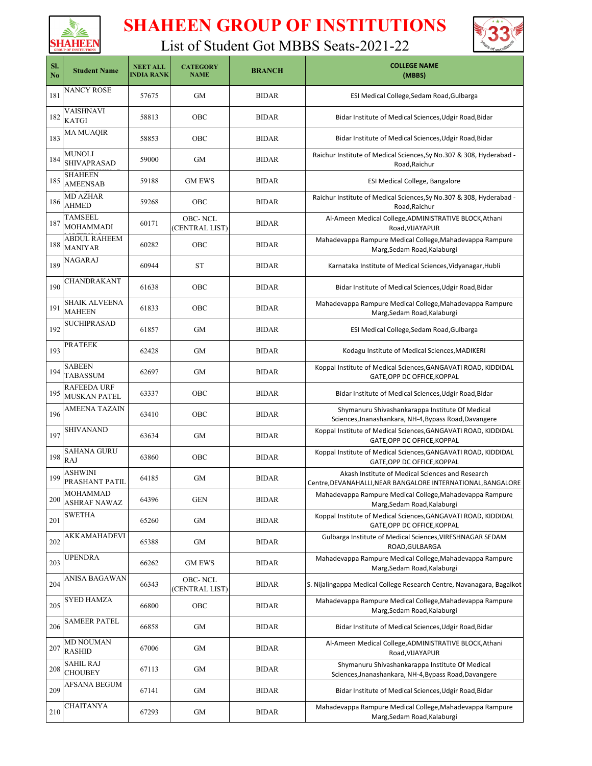# SHAHEEN GROUP OF INSTITUTIONS

## List of Student Got MBBS Seats-2021-22

| Sl. No | Student Name | NEET ALL INDIA RANK | CATEGORY NAME | BRANCH | COLLEGE NAME (MBBS) |
|---|---|---|---|---|---|
| 181 | NANCY ROSE | 57675 | GM | BIDAR | ESI Medical College,Sedam Road,Gulbarga |
| 182 | VAISHNAVI KATGI | 58813 | OBC | BIDAR | Bidar Institute of Medical Sciences,Udgir Road,Bidar |
| 183 | MA MUAQIR | 58853 | OBC | BIDAR | Bidar Institute of Medical Sciences,Udgir Road,Bidar |
| 184 | MUNOLI SHIVAPRASAD | 59000 | GM | BIDAR | Raichur Institute of Medical Sciences,Sy No.307 & 308, Hyderabad -Road,Raichur |
| 185 | SHAHEEN AMEENSAB | 59188 | GM EWS | BIDAR | ESI Medical College, Bangalore |
| 186 | MD AZHAR AHMED | 59268 | OBC | BIDAR | Raichur Institute of Medical Sciences,Sy No.307 & 308, Hyderabad -Road,Raichur |
| 187 | TAMSEEL MOHAMMADI | 60171 | OBC- NCL (CENTRAL LIST) | BIDAR | Al-Ameen Medical College,ADMINISTRATIVE BLOCK,Athani Road,VIJAYAPUR |
| 188 | ABDUL RAHEEM MANIYAR | 60282 | OBC | BIDAR | Mahadevappa Rampure Medical College,Mahadevappa Rampure Marg,Sedam Road,Kalaburgi |
| 189 | NAGARAJ | 60944 | ST | BIDAR | Karnataka Institute of Medical Sciences,Vidyanagar,Hubli |
| 190 | CHANDRAKANT | 61638 | OBC | BIDAR | Bidar Institute of Medical Sciences,Udgir Road,Bidar |
| 191 | SHAIK ALVEENA MAHEEN | 61833 | OBC | BIDAR | Mahadevappa Rampure Medical College,Mahadevappa Rampure Marg,Sedam Road,Kalaburgi |
| 192 | SUCHIPRASAD | 61857 | GM | BIDAR | ESI Medical College,Sedam Road,Gulbarga |
| 193 | PRATEEK | 62428 | GM | BIDAR | Kodagu Institute of Medical Sciences,MADIKERI |
| 194 | SABEEN TABASSUM | 62697 | GM | BIDAR | Koppal Institute of Medical Sciences,GANGAVATI ROAD, KIDDIDAL GATE,OPP DC OFFICE,KOPPAL |
| 195 | RAFEEDA URF MUSKAN PATEL | 63337 | OBC | BIDAR | Bidar Institute of Medical Sciences,Udgir Road,Bidar |
| 196 | AMEENA TAZAIN | 63410 | OBC | BIDAR | Shymanuru Shivashankarappa Institute Of Medical Sciences,Jnanashankara, NH-4,Bypass Road,Davangere |
| 197 | SHIVANAND | 63634 | GM | BIDAR | Koppal Institute of Medical Sciences,GANGAVATI ROAD, KIDDIDAL GATE,OPP DC OFFICE,KOPPAL |
| 198 | SAHANA GURU RAJ | 63860 | OBC | BIDAR | Koppal Institute of Medical Sciences,GANGAVATI ROAD, KIDDIDAL GATE,OPP DC OFFICE,KOPPAL |
| 199 | ASHWINI PRASHANT PATIL | 64185 | GM | BIDAR | Akash Institute of Medical Sciences and Research Centre,DEVANAHALLI,NEAR BANGALORE INTERNATIONAL,BANGALORE |
| 200 | MOHAMMAD ASHRAF NAWAZ | 64396 | GEN | BIDAR | Mahadevappa Rampure Medical College,Mahadevappa Rampure Marg,Sedam Road,Kalaburgi |
| 201 | SWETHA | 65260 | GM | BIDAR | Koppal Institute of Medical Sciences,GANGAVATI ROAD, KIDDIDAL GATE,OPP DC OFFICE,KOPPAL |
| 202 | AKKAMAHADEVI | 65388 | GM | BIDAR | Gulbarga Institute of Medical Sciences,VIRESHNAGAR SEDAM ROAD,GULBARGA |
| 203 | UPENDRA | 66262 | GM EWS | BIDAR | Mahadevappa Rampure Medical College,Mahadevappa Rampure Marg,Sedam Road,Kalaburgi |
| 204 | ANISA BAGAWAN | 66343 | OBC- NCL (CENTRAL LIST) | BIDAR | S. Nijalingappa Medical College Research Centre, Navanagara, Bagalkot |
| 205 | SYED HAMZA | 66800 | OBC | BIDAR | Mahadevappa Rampure Medical College,Mahadevappa Rampure Marg,Sedam Road,Kalaburgi |
| 206 | SAMEER PATEL | 66858 | GM | BIDAR | Bidar Institute of Medical Sciences,Udgir Road,Bidar |
| 207 | MD NOUMAN RASHID | 67006 | GM | BIDAR | Al-Ameen Medical College,ADMINISTRATIVE BLOCK,Athani Road,VIJAYAPUR |
| 208 | SAHIL RAJ CHOUBEY | 67113 | GM | BIDAR | Shymanuru Shivashankarappa Institute Of Medical Sciences,Jnanashankara, NH-4,Bypass Road,Davangere |
| 209 | AFSANA BEGUM | 67141 | GM | BIDAR | Bidar Institute of Medical Sciences,Udgir Road,Bidar |
| 210 | CHAITANYA | 67293 | GM | BIDAR | Mahadevappa Rampure Medical College,Mahadevappa Rampure Marg,Sedam Road,Kalaburgi |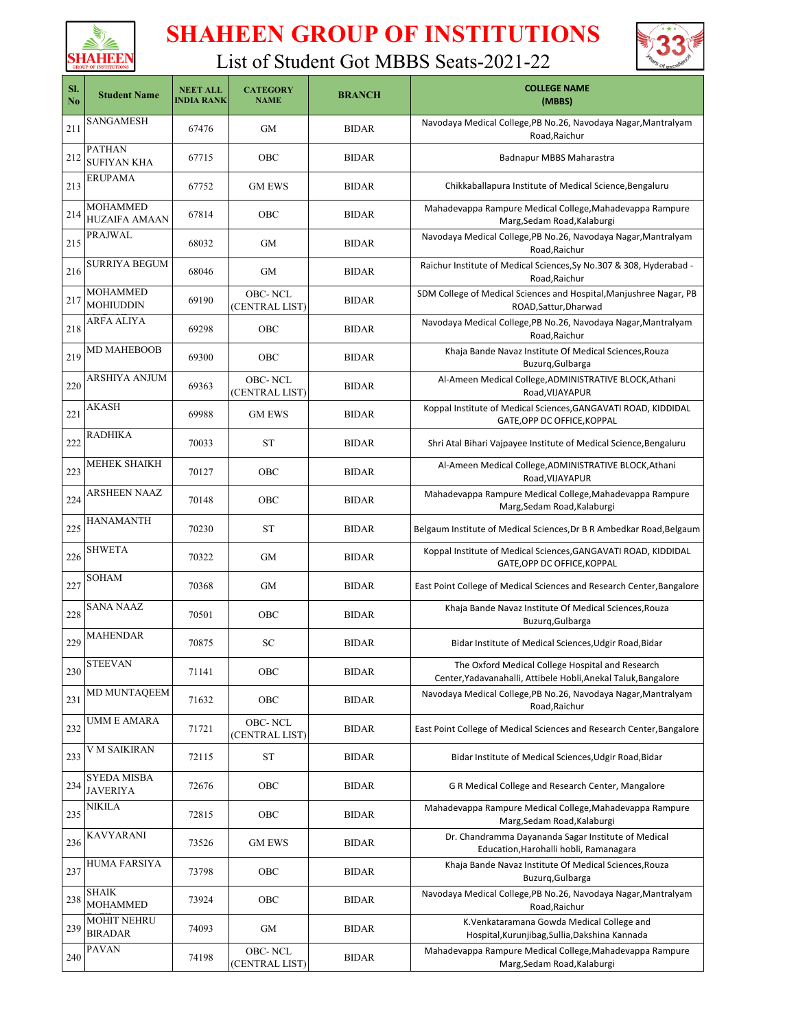# SHAHEEN GROUP OF INSTITUTIONS

## List of Student Got MBBS Seats-2021-22

| Sl. No | Student Name | NEET ALL INDIA RANK | CATEGORY NAME | BRANCH | COLLEGE NAME (MBBS) |
|---|---|---|---|---|---|
| 211 | SANGAMESH | 67476 | GM | BIDAR | Navodaya Medical College,PB No.26, Navodaya Nagar,Mantralyam Road,Raichur |
| 212 | PATHAN SUFIYAN KHA | 67715 | OBC | BIDAR | Badnapur MBBS Maharastra |
| 213 | ERUPAMA | 67752 | GM EWS | BIDAR | Chikkaballapura Institute of Medical Science,Bengaluru |
| 214 | MOHAMMED HUZAIFA AMAAN | 67814 | OBC | BIDAR | Mahadevappa Rampure Medical College,Mahadevappa Rampure Marg,Sedam Road,Kalaburgi |
| 215 | PRAJWAL | 68032 | GM | BIDAR | Navodaya Medical College,PB No.26, Navodaya Nagar,Mantralyam Road,Raichur |
| 216 | SURRIYA BEGUM | 68046 | GM | BIDAR | Raichur Institute of Medical Sciences,Sy No.307 & 308, Hyderabad - Road,Raichur |
| 217 | MOHAMMED MOHIUDDIN | 69190 | OBC- NCL (CENTRAL LIST) | BIDAR | SDM College of Medical Sciences and Hospital,Manjushree Nagar, PB ROAD,Sattur,Dharwad |
| 218 | ARFA ALIYA | 69298 | OBC | BIDAR | Navodaya Medical College,PB No.26, Navodaya Nagar,Mantralyam Road,Raichur |
| 219 | MD MAHEBOOB | 69300 | OBC | BIDAR | Khaja Bande Navaz Institute Of Medical Sciences,Rouza Buzurq,Gulbarga |
| 220 | ARSHIYA ANJUM | 69363 | OBC- NCL (CENTRAL LIST) | BIDAR | Al-Ameen Medical College,ADMINISTRATIVE BLOCK,Athani Road,VIJAYAPUR |
| 221 | AKASH | 69988 | GM EWS | BIDAR | Koppal Institute of Medical Sciences,GANGAVATI ROAD, KIDDIDAL GATE,OPP DC OFFICE,KOPPAL |
| 222 | RADHIKA | 70033 | ST | BIDAR | Shri Atal Bihari Vajpayee Institute of Medical Science,Bengaluru |
| 223 | MEHEK SHAIKH | 70127 | OBC | BIDAR | Al-Ameen Medical College,ADMINISTRATIVE BLOCK,Athani Road,VIJAYAPUR |
| 224 | ARSHEEN NAAZ | 70148 | OBC | BIDAR | Mahadevappa Rampure Medical College,Mahadevappa Rampure Marg,Sedam Road,Kalaburgi |
| 225 | HANAMANTH | 70230 | ST | BIDAR | Belgaum Institute of Medical Sciences,Dr B R Ambedkar Road,Belgaum |
| 226 | SHWETA | 70322 | GM | BIDAR | Koppal Institute of Medical Sciences,GANGAVATI ROAD, KIDDIDAL GATE,OPP DC OFFICE,KOPPAL |
| 227 | SOHAM | 70368 | GM | BIDAR | East Point College of Medical Sciences and Research Center,Bangalore |
| 228 | SANA NAAZ | 70501 | OBC | BIDAR | Khaja Bande Navaz Institute Of Medical Sciences,Rouza Buzurq,Gulbarga |
| 229 | MAHENDAR | 70875 | SC | BIDAR | Bidar Institute of Medical Sciences,Udgir Road,Bidar |
| 230 | STEEVAN | 71141 | OBC | BIDAR | The Oxford Medical College Hospital and Research Center,Yadavanahalli, Attibele Hobli,Anekal Taluk,Bangalore |
| 231 | MD MUNTAQEEM | 71632 | OBC | BIDAR | Navodaya Medical College,PB No.26, Navodaya Nagar,Mantralyam Road,Raichur |
| 232 | UMM E AMARA | 71721 | OBC- NCL (CENTRAL LIST) | BIDAR | East Point College of Medical Sciences and Research Center,Bangalore |
| 233 | V M SAIKIRAN | 72115 | ST | BIDAR | Bidar Institute of Medical Sciences,Udgir Road,Bidar |
| 234 | SYEDA MISBA JAVERIYA | 72676 | OBC | BIDAR | G R Medical College and Research Center, Mangalore |
| 235 | NIKILA | 72815 | OBC | BIDAR | Mahadevappa Rampure Medical College,Mahadevappa Rampure Marg,Sedam Road,Kalaburgi |
| 236 | KAVYARANI | 73526 | GM EWS | BIDAR | Dr. Chandramma Dayananda Sagar Institute of Medical Education,Harohalli hobli, Ramanagara |
| 237 | HUMA FARSIYA | 73798 | OBC | BIDAR | Khaja Bande Navaz Institute Of Medical Sciences,Rouza Buzurq,Gulbarga |
| 238 | SHAIK MOHAMMED | 73924 | OBC | BIDAR | Navodaya Medical College,PB No.26, Navodaya Nagar,Mantralyam Road,Raichur |
| 239 | MOHIT NEHRU BIRADAR | 74093 | GM | BIDAR | K.Venkataramana Gowda Medical College and Hospital,Kurunjibag,Sullia,Dakshina Kannada |
| 240 | PAVAN | 74198 | OBC- NCL (CENTRAL LIST) | BIDAR | Mahadevappa Rampure Medical College,Mahadevappa Rampure Marg,Sedam Road,Kalaburgi |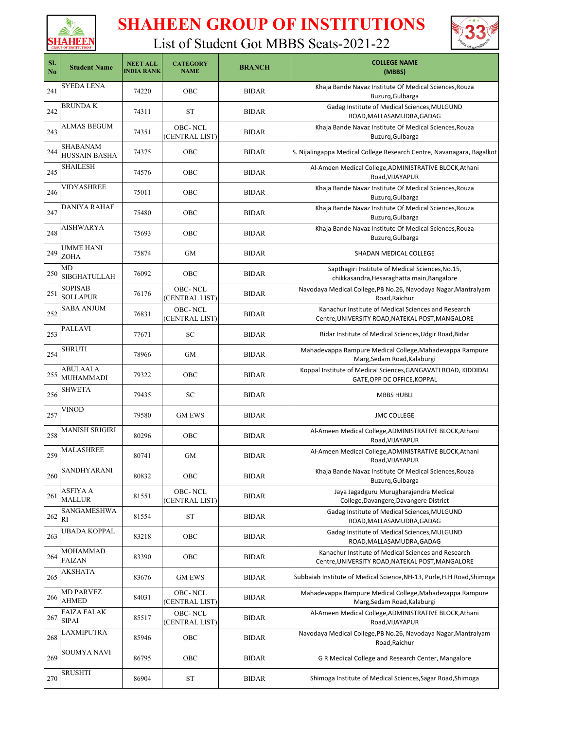# SHAHEEN GROUP OF INSTITUTIONS

## List of Student Got MBBS Seats-2021-22

| Sl. No | Student Name | NEET ALL INDIA RANK | CATEGORY NAME | BRANCH | COLLEGE NAME (MBBS) |
|---|---|---|---|---|---|
| 241 | SYEDA LENA | 74220 | OBC | BIDAR | Khaja Bande Navaz Institute Of Medical Sciences,Rouza Buzurg,Gulbarga |
| 242 | BRUNDA K | 74311 | ST | BIDAR | Gadag Institute of Medical Sciences,MULGUND ROAD,MALLASAMUDRA,GADAG |
| 243 | ALMAS BEGUM | 74351 | OBC- NCL (CENTRAL LIST) | BIDAR | Khaja Bande Navaz Institute Of Medical Sciences,Rouza Buzurg,Gulbarga |
| 244 | SHABANAM HUSSAIN BASHA | 74375 | OBC | BIDAR | S. Nijalingappa Medical College Research Centre, Navanagara, Bagalkot |
| 245 | SHAILESH | 74576 | OBC | BIDAR | Al-Ameen Medical College,ADMINISTRATIVE BLOCK,Athani Road,VIJAYAPUR |
| 246 | VIDYASHREE | 75011 | OBC | BIDAR | Khaja Bande Navaz Institute Of Medical Sciences,Rouza Buzurg,Gulbarga |
| 247 | DANIYA RAHAF | 75480 | OBC | BIDAR | Khaja Bande Navaz Institute Of Medical Sciences,Rouza Buzurg,Gulbarga |
| 248 | AISHWARYA | 75693 | OBC | BIDAR | Khaja Bande Navaz Institute Of Medical Sciences,Rouza Buzurg,Gulbarga |
| 249 | UMME HANI ZOHA | 75874 | GM | BIDAR | SHADAN MEDICAL COLLEGE |
| 250 | MD SIBGHATULLAH | 76092 | OBC | BIDAR | Sapthagiri Institute of Medical Sciences,No.15, chikkasandra,Hesaraghatta main,Bangalore |
| 251 | SOPISAB SOLLAPUR | 76176 | OBC- NCL (CENTRAL LIST) | BIDAR | Navodaya Medical College,PB No.26, Navodaya Nagar,Mantralyam Road,Raichur |
| 252 | SABA ANJUM | 76831 | OBC- NCL (CENTRAL LIST) | BIDAR | Kanachur Institute of Medical Sciences and Research Centre,UNIVERSITY ROAD,NATEKAL POST,MANGALORE |
| 253 | PALLAVI | 77671 | SC | BIDAR | Bidar Institute of Medical Sciences,Udgir Road,Bidar |
| 254 | SHRUTI | 78966 | GM | BIDAR | Mahadevappa Rampure Medical College,Mahadevappa Rampure Marg,Sedam Road,Kalaburgi |
| 255 | ABULAALA MUHAMMADI | 79322 | OBC | BIDAR | Koppal Institute of Medical Sciences,GANGAVATI ROAD, KIDDIDAL GATE,OPP DC OFFICE,KOPPAL |
| 256 | SHWETA | 79435 | SC | BIDAR | MBBS HUBLI |
| 257 | VINOD | 79580 | GM EWS | BIDAR | JMC COLLEGE |
| 258 | MANISH SRIGIRI | 80296 | OBC | BIDAR | Al-Ameen Medical College,ADMINISTRATIVE BLOCK,Athani Road,VIJAYAPUR |
| 259 | MALASHREE | 80741 | GM | BIDAR | Al-Ameen Medical College,ADMINISTRATIVE BLOCK,Athani Road,VIJAYAPUR |
| 260 | SANDHYARANI | 80832 | OBC | BIDAR | Khaja Bande Navaz Institute Of Medical Sciences,Rouza Buzurg,Gulbarga |
| 261 | ASFIYA A MALLUR | 81551 | OBC- NCL (CENTRAL LIST) | BIDAR | Jaya Jagadguru Murugharajendra Medical College,Davangere,Davangere District |
| 262 | SANGAMESHWARI | 81554 | ST | BIDAR | Gadag Institute of Medical Sciences,MULGUND ROAD,MALLASAMUDRA,GADAG |
| 263 | UBADA KOPPAL | 83218 | OBC | BIDAR | Gadag Institute of Medical Sciences,MULGUND ROAD,MALLASAMUDRA,GADAG |
| 264 | MOHAMMAD FAIZAN | 83390 | OBC | BIDAR | Kanachur Institute of Medical Sciences and Research Centre,UNIVERSITY ROAD,NATEKAL POST,MANGALORE |
| 265 | AKSHATA | 83676 | GM EWS | BIDAR | Subbaiah Institute of Medical Science,NH-13, Purle,H.H Road,Shimoga |
| 266 | MD PARVEZ AHMED | 84031 | OBC- NCL (CENTRAL LIST) | BIDAR | Mahadevappa Rampure Medical College,Mahadevappa Rampure Marg,Sedam Road,Kalaburgi |
| 267 | FAIZA FALAK SIPAI | 85517 | OBC- NCL (CENTRAL LIST) | BIDAR | Al-Ameen Medical College,ADMINISTRATIVE BLOCK,Athani Road,VIJAYAPUR |
| 268 | LAXMIPUTRA | 85946 | OBC | BIDAR | Navodaya Medical College,PB No.26, Navodaya Nagar,Mantralyam Road,Raichur |
| 269 | SOUMYA NAVI | 86795 | OBC | BIDAR | G R Medical College and Research Center, Mangalore |
| 270 | SRUSHTI | 86904 | ST | BIDAR | Shimoga Institute of Medical Sciences,Sagar Road,Shimoga |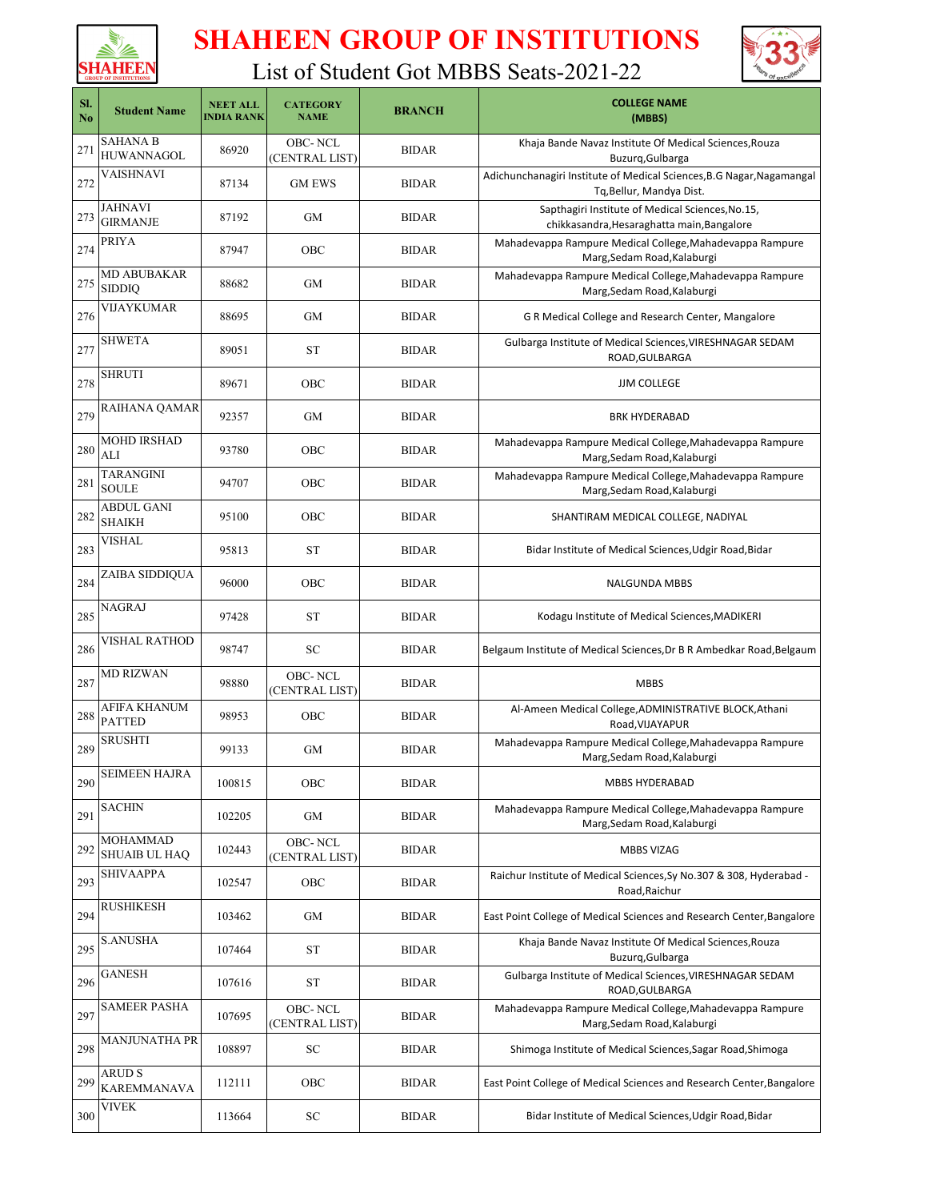# SHAHEEN GROUP OF INSTITUTIONS

## List of Student Got MBBS Seats-2021-22

| Sl. No | Student Name | NEET ALL INDIA RANK | CATEGORY NAME | BRANCH | COLLEGE NAME (MBBS) |
|---|---|---|---|---|---|
| 271 | SAHANA B HUWANNAGOL | 86920 | OBC- NCL (CENTRAL LIST) | BIDAR | Khaja Bande Navaz Institute Of Medical Sciences,Rouza Buzurq,Gulbarga |
| 272 | VAISHNAVI | 87134 | GM EWS | BIDAR | Adichunchanagiri Institute of Medical Sciences,B.G Nagar,Nagamangal Tq,Bellur, Mandya Dist. |
| 273 | JAHNAVI GIRMANJE | 87192 | GM | BIDAR | Sapthagiri Institute of Medical Sciences,No.15, chikkasandra,Hesaraghatta main,Bangalore |
| 274 | PRIYA | 87947 | OBC | BIDAR | Mahadevappa Rampure Medical College,Mahadevappa Rampure Marg,Sedam Road,Kalaburgi |
| 275 | MD ABUBAKAR SIDDIQ | 88682 | GM | BIDAR | Mahadevappa Rampure Medical College,Mahadevappa Rampure Marg,Sedam Road,Kalaburgi |
| 276 | VIJAYKUMAR | 88695 | GM | BIDAR | G R Medical College and Research Center, Mangalore |
| 277 | SHWETA | 89051 | ST | BIDAR | Gulbarga Institute of Medical Sciences,VIRESHNAGAR SEDAM ROAD,GULBARGA |
| 278 | SHRUTI | 89671 | OBC | BIDAR | JJM COLLEGE |
| 279 | RAIHANA QAMAR | 92357 | GM | BIDAR | BRK HYDERABAD |
| 280 | MOHD IRSHAD ALI | 93780 | OBC | BIDAR | Mahadevappa Rampure Medical College,Mahadevappa Rampure Marg,Sedam Road,Kalaburgi |
| 281 | TARANGINI SOULE | 94707 | OBC | BIDAR | Mahadevappa Rampure Medical College,Mahadevappa Rampure Marg,Sedam Road,Kalaburgi |
| 282 | ABDUL GANI SHAIKH | 95100 | OBC | BIDAR | SHANTIRAM MEDICAL COLLEGE, NADIYAL |
| 283 | VISHAL | 95813 | ST | BIDAR | Bidar Institute of Medical Sciences,Udgir Road,Bidar |
| 284 | ZAIBA SIDDIQUA | 96000 | OBC | BIDAR | NALGUNDA MBBS |
| 285 | NAGRAJ | 97428 | ST | BIDAR | Kodagu Institute of Medical Sciences,MADIKERI |
| 286 | VISHAL RATHOD | 98747 | SC | BIDAR | Belgaum Institute of Medical Sciences,Dr B R Ambedkar Road,Belgaum |
| 287 | MD RIZWAN | 98880 | OBC- NCL (CENTRAL LIST) | BIDAR | MBBS |
| 288 | AFIFA KHANUM PATTED | 98953 | OBC | BIDAR | Al-Ameen Medical College,ADMINISTRATIVE BLOCK,Athani Road,VIJAYAPUR |
| 289 | SRUSHTI | 99133 | GM | BIDAR | Mahadevappa Rampure Medical College,Mahadevappa Rampure Marg,Sedam Road,Kalaburgi |
| 290 | SEIMEEN HAJRA | 100815 | OBC | BIDAR | MBBS HYDERABAD |
| 291 | SACHIN | 102205 | GM | BIDAR | Mahadevappa Rampure Medical College,Mahadevappa Rampure Marg,Sedam Road,Kalaburgi |
| 292 | MOHAMMAD SHUAIB UL HAQ | 102443 | OBC- NCL (CENTRAL LIST) | BIDAR | MBBS VIZAG |
| 293 | SHIVAAPPA | 102547 | OBC | BIDAR | Raichur Institute of Medical Sciences,Sy No.307 & 308, Hyderabad - Road,Raichur |
| 294 | RUSHIKESH | 103462 | GM | BIDAR | East Point College of Medical Sciences and Research Center,Bangalore |
| 295 | S.ANUSHA | 107464 | ST | BIDAR | Khaja Bande Navaz Institute Of Medical Sciences,Rouza Buzurq,Gulbarga |
| 296 | GANESH | 107616 | ST | BIDAR | Gulbarga Institute of Medical Sciences,VIRESHNAGAR SEDAM ROAD,GULBARGA |
| 297 | SAMEER PASHA | 107695 | OBC- NCL (CENTRAL LIST) | BIDAR | Mahadevappa Rampure Medical College,Mahadevappa Rampure Marg,Sedam Road,Kalaburgi |
| 298 | MANJUNATHA PR | 108897 | SC | BIDAR | Shimoga Institute of Medical Sciences,Sagar Road,Shimoga |
| 299 | ARUD S KAREMMANAVA | 112111 | OBC | BIDAR | East Point College of Medical Sciences and Research Center,Bangalore |
| 300 | VIVEK | 113664 | SC | BIDAR | Bidar Institute of Medical Sciences,Udgir Road,Bidar |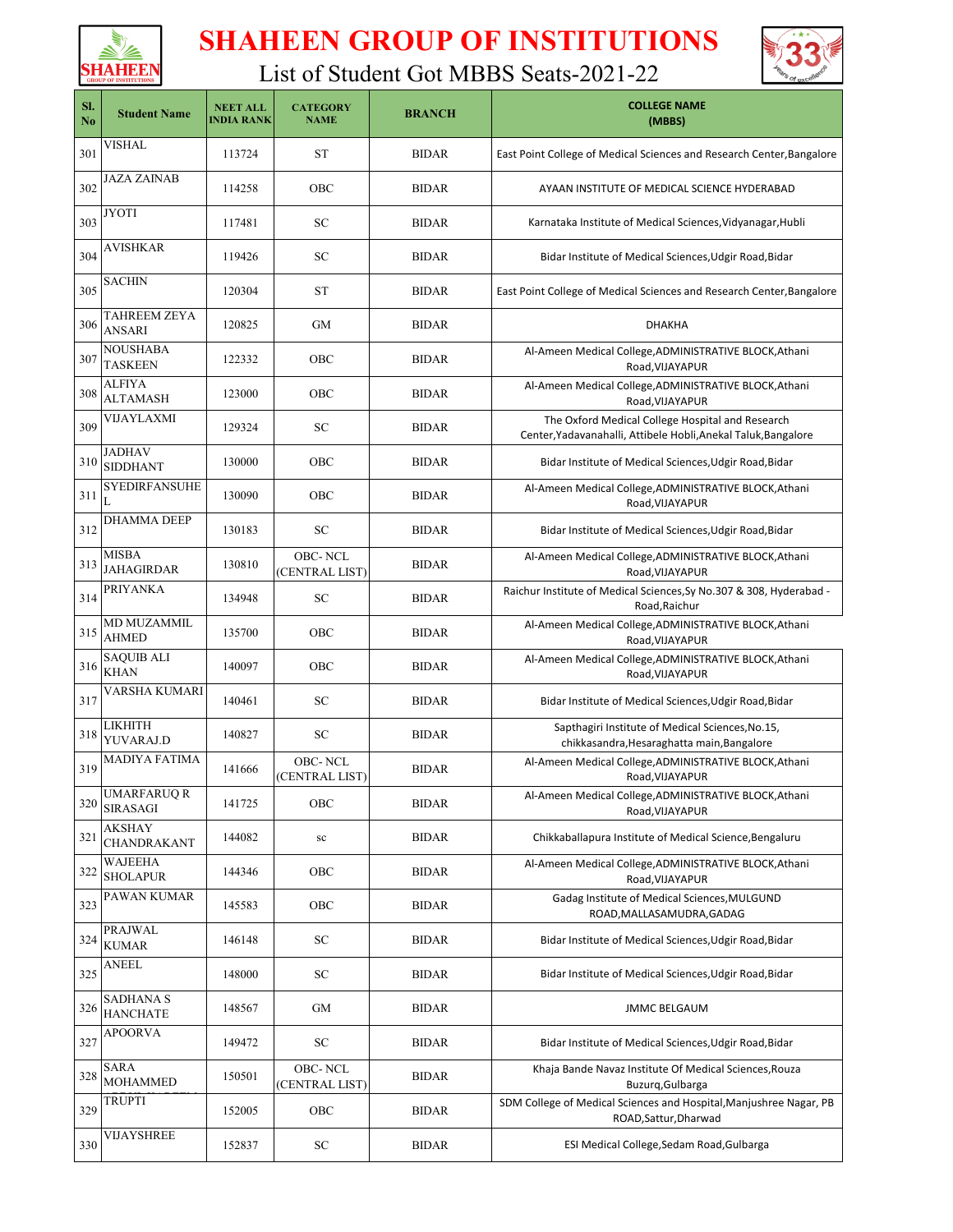# SHAHEEN GROUP OF INSTITUTIONS

## List of Student Got MBBS Seats-2021-22

| Sl. No | Student Name | NEET ALL INDIA RANK | CATEGORY NAME | BRANCH | COLLEGE NAME (MBBS) |
|---|---|---|---|---|---|
| 301 | VISHAL | 113724 | ST | BIDAR | East Point College of Medical Sciences and Research Center,Bangalore |
| 302 | JAZA ZAINAB | 114258 | OBC | BIDAR | AYAAN INSTITUTE OF MEDICAL SCIENCE HYDERABAD |
| 303 | JYOTI | 117481 | SC | BIDAR | Karnataka Institute of Medical Sciences,Vidyanagar,Hubli |
| 304 | AVISHKAR | 119426 | SC | BIDAR | Bidar Institute of Medical Sciences,Udgir Road,Bidar |
| 305 | SACHIN | 120304 | ST | BIDAR | East Point College of Medical Sciences and Research Center,Bangalore |
| 306 | TAHREEM ZEYA ANSARI | 120825 | GM | BIDAR | DHAKHA |
| 307 | NOUSHABA TASKEEN | 122332 | OBC | BIDAR | Al-Ameen Medical College,ADMINISTRATIVE BLOCK,Athani Road,VIJAYAPUR |
| 308 | ALFIYA ALTAMASH | 123000 | OBC | BIDAR | Al-Ameen Medical College,ADMINISTRATIVE BLOCK,Athani Road,VIJAYAPUR |
| 309 | VIJAYLAXMI | 129324 | SC | BIDAR | The Oxford Medical College Hospital and Research Center,Yadavanahalli, Attibele Hobli,Anekal Taluk,Bangalore |
| 310 | JADHAV SIDDHANT | 130000 | OBC | BIDAR | Bidar Institute of Medical Sciences,Udgir Road,Bidar |
| 311 | SYEDIRFANSUHEL | 130090 | OBC | BIDAR | Al-Ameen Medical College,ADMINISTRATIVE BLOCK,Athani Road,VIJAYAPUR |
| 312 | DHAMMA DEEP | 130183 | SC | BIDAR | Bidar Institute of Medical Sciences,Udgir Road,Bidar |
| 313 | MISBA JAHAGIRDAR | 130810 | OBC- NCL (CENTRAL LIST) | BIDAR | Al-Ameen Medical College,ADMINISTRATIVE BLOCK,Athani Road,VIJAYAPUR |
| 314 | PRIYANKA | 134948 | SC | BIDAR | Raichur Institute of Medical Sciences,Sy No.307 & 308, Hyderabad - Road,Raichur |
| 315 | MD MUZAMMIL AHMED | 135700 | OBC | BIDAR | Al-Ameen Medical College,ADMINISTRATIVE BLOCK,Athani Road,VIJAYAPUR |
| 316 | SAQUIB ALI KHAN | 140097 | OBC | BIDAR | Al-Ameen Medical College,ADMINISTRATIVE BLOCK,Athani Road,VIJAYAPUR |
| 317 | VARSHA KUMARI | 140461 | SC | BIDAR | Bidar Institute of Medical Sciences,Udgir Road,Bidar |
| 318 | LIKHITH YUVARAJ.D | 140827 | SC | BIDAR | Sapthagiri Institute of Medical Sciences,No.15, chikkasandra,Hesaraghatta main,Bangalore |
| 319 | MADIYA FATIMA | 141666 | OBC- NCL (CENTRAL LIST) | BIDAR | Al-Ameen Medical College,ADMINISTRATIVE BLOCK,Athani Road,VIJAYAPUR |
| 320 | UMARFARUQ R SIRASAGI | 141725 | OBC | BIDAR | Al-Ameen Medical College,ADMINISTRATIVE BLOCK,Athani Road,VIJAYAPUR |
| 321 | AKSHAY CHANDRAKANT | 144082 | sc | BIDAR | Chikkaballapura Institute of Medical Science,Bengaluru |
| 322 | WAJEEHA SHOLAPUR | 144346 | OBC | BIDAR | Al-Ameen Medical College,ADMINISTRATIVE BLOCK,Athani Road,VIJAYAPUR |
| 323 | PAWAN KUMAR | 145583 | OBC | BIDAR | Gadag Institute of Medical Sciences,MULGUND ROAD,MALLASAMUDRA,GADAG |
| 324 | PRAJWAL KUMAR | 146148 | SC | BIDAR | Bidar Institute of Medical Sciences,Udgir Road,Bidar |
| 325 | ANEEL | 148000 | SC | BIDAR | Bidar Institute of Medical Sciences,Udgir Road,Bidar |
| 326 | SADHANA S HANCHATE | 148567 | GM | BIDAR | JMMC BELGAUM |
| 327 | APOORVA | 149472 | SC | BIDAR | Bidar Institute of Medical Sciences,Udgir Road,Bidar |
| 328 | SARA MOHAMMED | 150501 | OBC- NCL (CENTRAL LIST) | BIDAR | Khaja Bande Navaz Institute Of Medical Sciences,Rouza Buzurg,Gulbarga |
| 329 | TRUPTI | 152005 | OBC | BIDAR | SDM College of Medical Sciences and Hospital,Manjushree Nagar, PB ROAD,Sattur,Dharwad |
| 330 | VIJAYSHREE | 152837 | SC | BIDAR | ESI Medical College,Sedam Road,Gulbarga |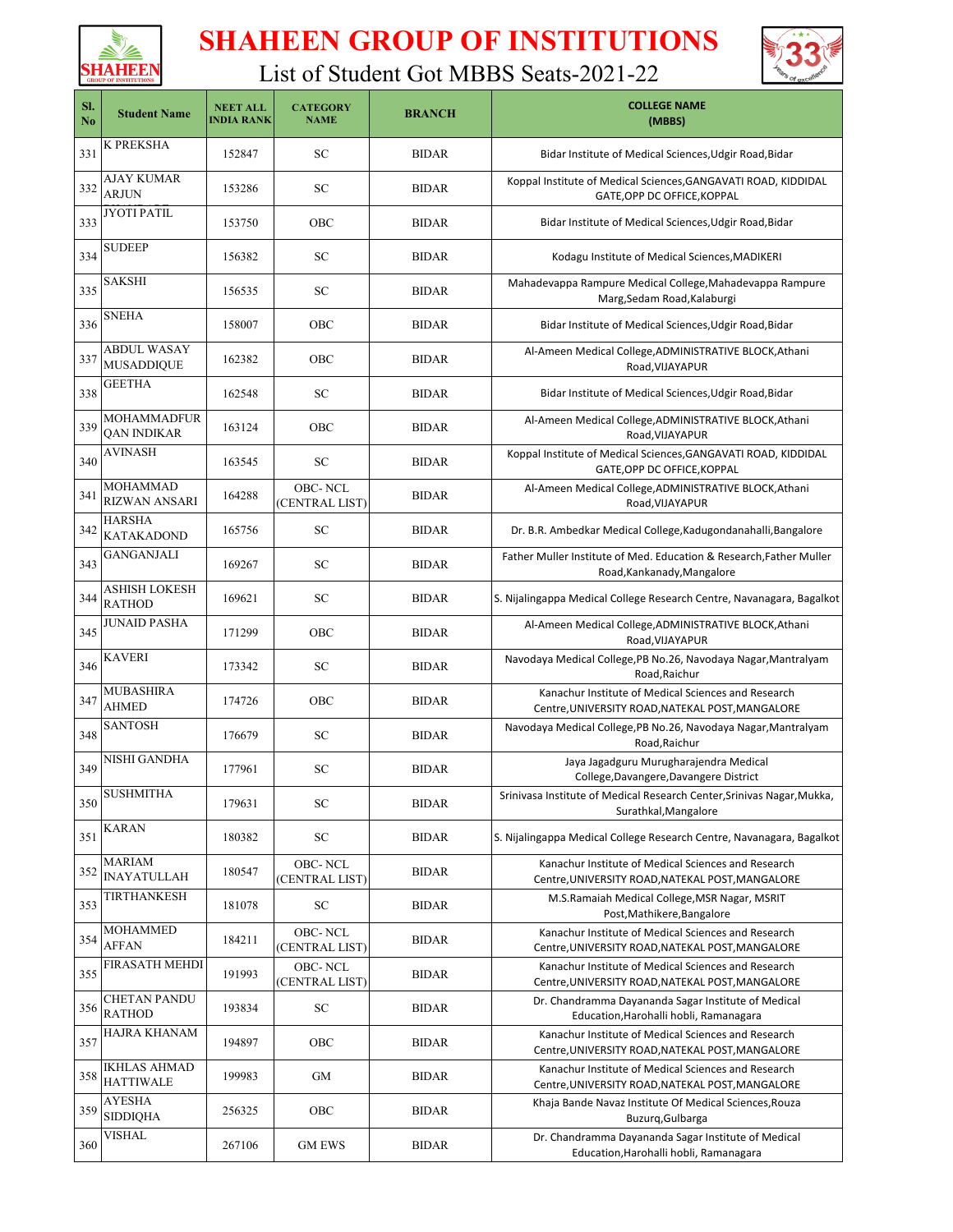# SHAHEEN GROUP OF INSTITUTIONS

## List of Student Got MBBS Seats-2021-22

| Sl. No | Student Name | NEET ALL INDIA RANK | CATEGORY NAME | BRANCH | COLLEGE NAME (MBBS) |
|---|---|---|---|---|---|
| 331 | K PREKSHA | 152847 | SC | BIDAR | Bidar Institute of Medical Sciences,Udgir Road,Bidar |
| 332 | AJAY KUMAR ARJUN | 153286 | SC | BIDAR | Koppal Institute of Medical Sciences,GANGAVATI ROAD, KIDDIDAL GATE,OPP DC OFFICE,KOPPAL |
| 333 | JYOTI PATIL | 153750 | OBC | BIDAR | Bidar Institute of Medical Sciences,Udgir Road,Bidar |
| 334 | SUDEEP | 156382 | SC | BIDAR | Kodagu Institute of Medical Sciences,MADIKERI |
| 335 | SAKSHI | 156535 | SC | BIDAR | Mahadevappa Rampure Medical College,Mahadevappa Rampure Marg,Sedam Road,Kalaburgi |
| 336 | SNEHA | 158007 | OBC | BIDAR | Bidar Institute of Medical Sciences,Udgir Road,Bidar |
| 337 | ABDUL WASAY MUSADDIQUE | 162382 | OBC | BIDAR | Al-Ameen Medical College,ADMINISTRATIVE BLOCK,Athani Road,VIJAYAPUR |
| 338 | GEETHA | 162548 | SC | BIDAR | Bidar Institute of Medical Sciences,Udgir Road,Bidar |
| 339 | MOHAMMADFURQAN INDIKAR | 163124 | OBC | BIDAR | Al-Ameen Medical College,ADMINISTRATIVE BLOCK,Athani Road,VIJAYAPUR |
| 340 | AVINASH | 163545 | SC | BIDAR | Koppal Institute of Medical Sciences,GANGAVATI ROAD, KIDDIDAL GATE,OPP DC OFFICE,KOPPAL |
| 341 | MOHAMMAD RIZWAN ANSARI | 164288 | OBC- NCL (CENTRAL LIST) | BIDAR | Al-Ameen Medical College,ADMINISTRATIVE BLOCK,Athani Road,VIJAYAPUR |
| 342 | HARSHA KATAKADOND | 165756 | SC | BIDAR | Dr. B.R. Ambedkar Medical College,Kadugondanahalli,Bangalore |
| 343 | GANGANJALI | 169267 | SC | BIDAR | Father Muller Institute of Med. Education & Research,Father Muller Road,Kankanady,Mangalore |
| 344 | ASHISH LOKESH RATHOD | 169621 | SC | BIDAR | S. Nijalingappa Medical College Research Centre, Navanagara, Bagalkot |
| 345 | JUNAID PASHA | 171299 | OBC | BIDAR | Al-Ameen Medical College,ADMINISTRATIVE BLOCK,Athani Road,VIJAYAPUR |
| 346 | KAVERI | 173342 | SC | BIDAR | Navodaya Medical College,PB No.26, Navodaya Nagar,Mantralyam Road,Raichur |
| 347 | MUBASHIRA AHMED | 174726 | OBC | BIDAR | Kanachur Institute of Medical Sciences and Research Centre,UNIVERSITY ROAD,NATEKAL POST,MANGALORE |
| 348 | SANTOSH | 176679 | SC | BIDAR | Navodaya Medical College,PB No.26, Navodaya Nagar,Mantralyam Road,Raichur |
| 349 | NISHI GANDHA | 177961 | SC | BIDAR | Jaya Jagadguru Murugharajendra Medical College,Davangere,Davangere District |
| 350 | SUSHMITHA | 179631 | SC | BIDAR | Srinivasa Institute of Medical Research Center,Srinivas Nagar,Mukka, Surathkal,Mangalore |
| 351 | KARAN | 180382 | SC | BIDAR | S. Nijalingappa Medical College Research Centre, Navanagara, Bagalkot |
| 352 | MARIAM INAYATULLAH | 180547 | OBC- NCL (CENTRAL LIST) | BIDAR | Kanachur Institute of Medical Sciences and Research Centre,UNIVERSITY ROAD,NATEKAL POST,MANGALORE |
| 353 | TIRTHANKESH | 181078 | SC | BIDAR | M.S.Ramaiah Medical College,MSR Nagar, MSRIT Post,Mathikere,Bangalore |
| 354 | MOHAMMED AFFAN | 184211 | OBC- NCL (CENTRAL LIST) | BIDAR | Kanachur Institute of Medical Sciences and Research Centre,UNIVERSITY ROAD,NATEKAL POST,MANGALORE |
| 355 | FIRASATH MEHDI | 191993 | OBC- NCL (CENTRAL LIST) | BIDAR | Kanachur Institute of Medical Sciences and Research Centre,UNIVERSITY ROAD,NATEKAL POST,MANGALORE |
| 356 | CHETAN PANDU RATHOD | 193834 | SC | BIDAR | Dr. Chandramma Dayananda Sagar Institute of Medical Education,Harohalli hobli, Ramanagara |
| 357 | HAJRA KHANAM | 194897 | OBC | BIDAR | Kanachur Institute of Medical Sciences and Research Centre,UNIVERSITY ROAD,NATEKAL POST,MANGALORE |
| 358 | IKHLAS AHMAD HATTIWALE | 199983 | GM | BIDAR | Kanachur Institute of Medical Sciences and Research Centre,UNIVERSITY ROAD,NATEKAL POST,MANGALORE |
| 359 | AYESHA SIDDIQHA | 256325 | OBC | BIDAR | Khaja Bande Navaz Institute Of Medical Sciences,Rouza Buzurq,Gulbarga |
| 360 | VISHAL | 267106 | GM EWS | BIDAR | Dr. Chandramma Dayananda Sagar Institute of Medical Education,Harohalli hobli, Ramanagara |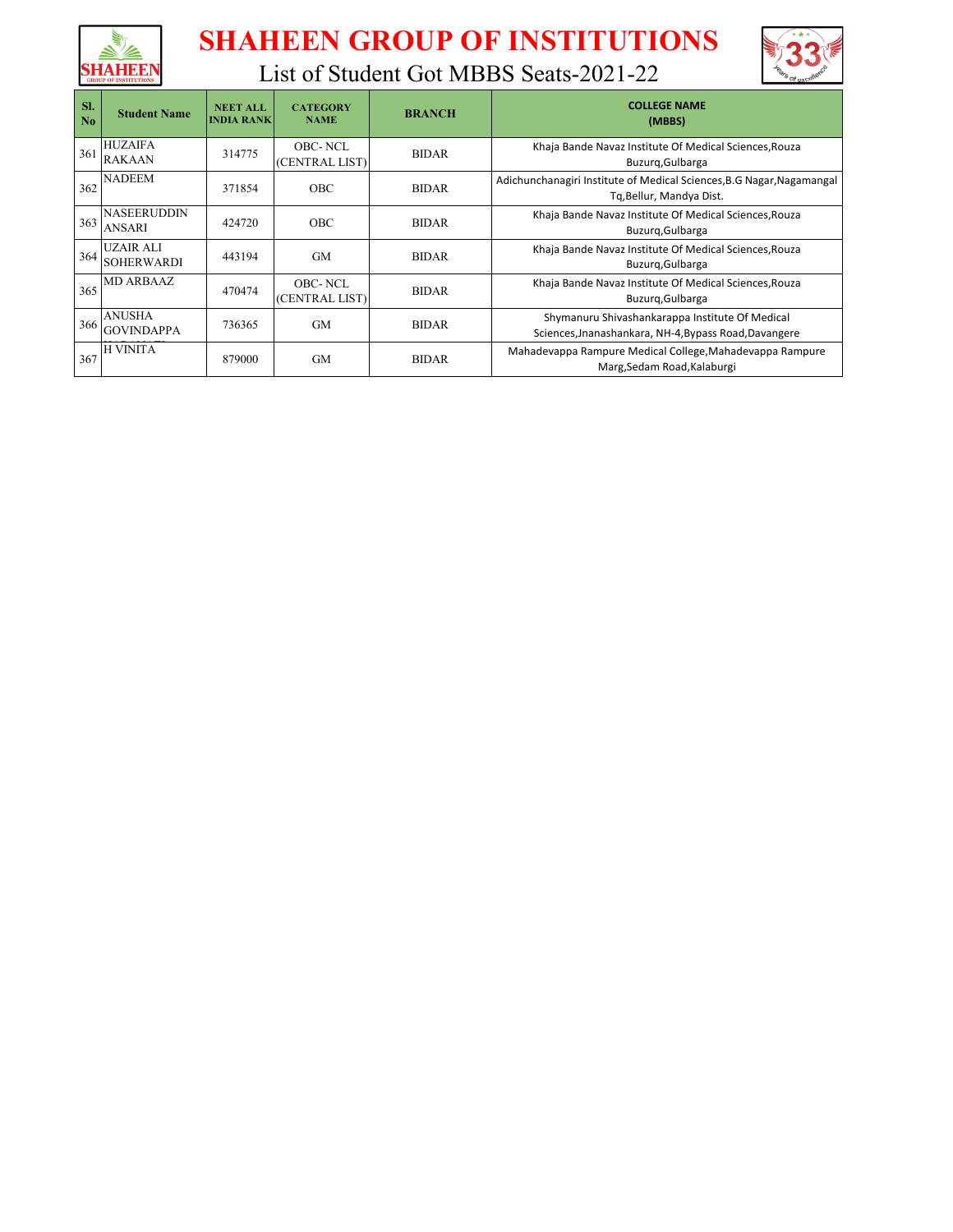# SHAHEEN GROUP OF INSTITUTIONS

## List of Student Got MBBS Seats-2021-22

| Sl. No | Student Name | NEET ALL INDIA RANK | CATEGORY NAME | BRANCH | COLLEGE NAME (MBBS) |
|---|---|---|---|---|---|
| 361 | HUZAIFA RAKAAN | 314775 | OBC- NCL (CENTRAL LIST) | BIDAR | Khaja Bande Navaz Institute Of Medical Sciences,Rouza Buzurq,Gulbarga |
| 362 | NADEEM | 371854 | OBC | BIDAR | Adichunchanagiri Institute of Medical Sciences,B.G Nagar,Nagamangal Tq,Bellur, Mandya Dist. |
| 363 | NASEERUDDIN ANSARI | 424720 | OBC | BIDAR | Khaja Bande Navaz Institute Of Medical Sciences,Rouza Buzurq,Gulbarga |
| 364 | UZAIR ALI SOHERWARDI | 443194 | GM | BIDAR | Khaja Bande Navaz Institute Of Medical Sciences,Rouza Buzurq,Gulbarga |
| 365 | MD ARBAAZ | 470474 | OBC- NCL (CENTRAL LIST) | BIDAR | Khaja Bande Navaz Institute Of Medical Sciences,Rouza Buzurq,Gulbarga |
| 366 | ANUSHA GOVINDAPPA | 736365 | GM | BIDAR | Shymanuru Shivashankarappa Institute Of Medical Sciences,Jnanashankara, NH-4,Bypass Road,Davangere |
| 367 | H VINITA | 879000 | GM | BIDAR | Mahadevappa Rampure Medical College,Mahadevappa Rampure Marg,Sedam Road,Kalaburgi |